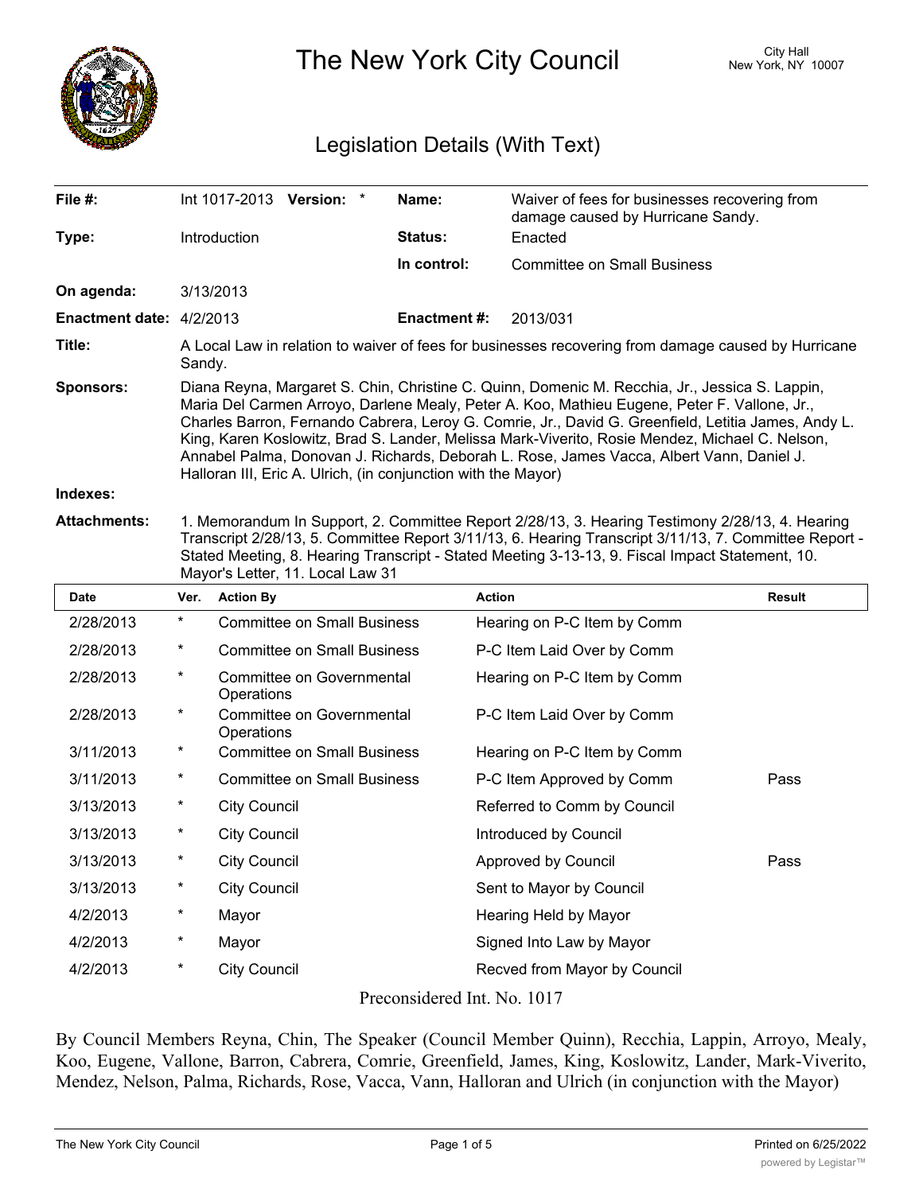# The New York City Council

City Hall
New York, NY 10007

## Legislation Details (With Text)

| | | | |
|---|---|---|---|
| **File #:** | Int 1017-2013 **Version:** * | **Name:** | Waiver of fees for businesses recovering from damage caused by Hurricane Sandy. |
| **Type:** | Introduction | **Status:** | Enacted |
| | | **In control:** | Committee on Small Business |
| **On agenda:** | 3/13/2013 | | |
| **Enactment date:** | 4/2/2013 | **Enactment #:** | 2013/031 |

**Title:** A Local Law in relation to waiver of fees for businesses recovering from damage caused by Hurricane Sandy.

**Sponsors:** Diana Reyna, Margaret S. Chin, Christine C. Quinn, Domenic M. Recchia, Jr., Jessica S. Lappin, Maria Del Carmen Arroyo, Darlene Mealy, Peter A. Koo, Mathieu Eugene, Peter F. Vallone, Jr., Charles Barron, Fernando Cabrera, Leroy G. Comrie, Jr., David G. Greenfield, Letitia James, Andy L. King, Karen Koslowitz, Brad S. Lander, Melissa Mark-Viverito, Rosie Mendez, Michael C. Nelson, Annabel Palma, Donovan J. Richards, Deborah L. Rose, James Vacca, Albert Vann, Daniel J. Halloran III, Eric A. Ulrich, (in conjunction with the Mayor)

**Indexes:**

**Attachments:** 1. Memorandum In Support, 2. Committee Report 2/28/13, 3. Hearing Testimony 2/28/13, 4. Hearing Transcript 2/28/13, 5. Committee Report 3/11/13, 6. Hearing Transcript 3/11/13, 7. Committee Report - Stated Meeting, 8. Hearing Transcript - Stated Meeting 3-13-13, 9. Fiscal Impact Statement, 10. Mayor's Letter, 11. Local Law 31

| Date | Ver. | Action By | Action | Result |
|---|---|---|---|---|
| 2/28/2013 | * | Committee on Small Business | Hearing on P-C Item by Comm | |
| 2/28/2013 | * | Committee on Small Business | P-C Item Laid Over by Comm | |
| 2/28/2013 | * | Committee on Governmental Operations | Hearing on P-C Item by Comm | |
| 2/28/2013 | * | Committee on Governmental Operations | P-C Item Laid Over by Comm | |
| 3/11/2013 | * | Committee on Small Business | Hearing on P-C Item by Comm | |
| 3/11/2013 | * | Committee on Small Business | P-C Item Approved by Comm | Pass |
| 3/13/2013 | * | City Council | Referred to Comm by Council | |
| 3/13/2013 | * | City Council | Introduced by Council | |
| 3/13/2013 | * | City Council | Approved by Council | Pass |
| 3/13/2013 | * | City Council | Sent to Mayor by Council | |
| 4/2/2013 | * | Mayor | Hearing Held by Mayor | |
| 4/2/2013 | * | Mayor | Signed Into Law by Mayor | |
| 4/2/2013 | * | City Council | Recved from Mayor by Council | |

Preconsidered Int. No. 1017

By Council Members Reyna, Chin, The Speaker (Council Member Quinn), Recchia, Lappin, Arroyo, Mealy, Koo, Eugene, Vallone, Barron, Cabrera, Comrie, Greenfield, James, King, Koslowitz, Lander, Mark-Viverito, Mendez, Nelson, Palma, Richards, Rose, Vacca, Vann, Halloran and Ulrich (in conjunction with the Mayor)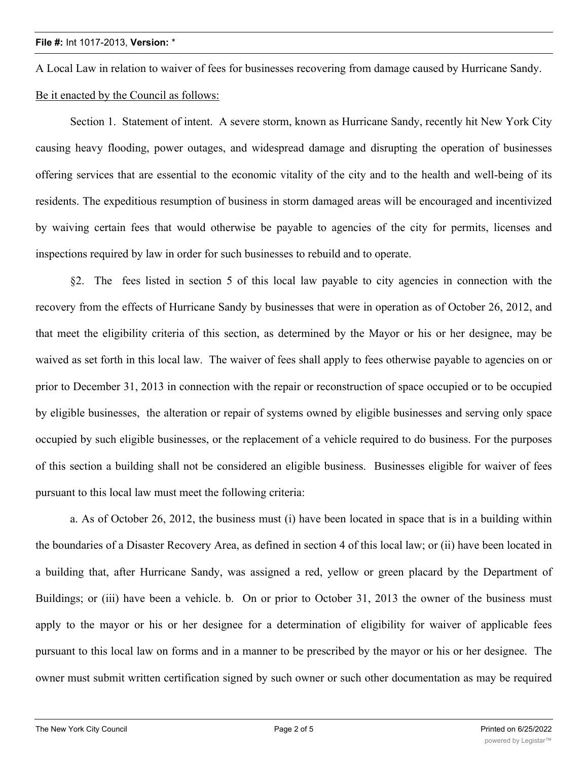**File #:** Int 1017-2013, **Version:** *

A Local Law in relation to waiver of fees for businesses recovering from damage caused by Hurricane Sandy.

Be it enacted by the Council as follows:

Section 1. Statement of intent. A severe storm, known as Hurricane Sandy, recently hit New York City causing heavy flooding, power outages, and widespread damage and disrupting the operation of businesses offering services that are essential to the economic vitality of the city and to the health and well-being of its residents. The expeditious resumption of business in storm damaged areas will be encouraged and incentivized by waiving certain fees that would otherwise be payable to agencies of the city for permits, licenses and inspections required by law in order for such businesses to rebuild and to operate.

§2. The fees listed in section 5 of this local law payable to city agencies in connection with the recovery from the effects of Hurricane Sandy by businesses that were in operation as of October 26, 2012, and that meet the eligibility criteria of this section, as determined by the Mayor or his or her designee, may be waived as set forth in this local law. The waiver of fees shall apply to fees otherwise payable to agencies on or prior to December 31, 2013 in connection with the repair or reconstruction of space occupied or to be occupied by eligible businesses, the alteration or repair of systems owned by eligible businesses and serving only space occupied by such eligible businesses, or the replacement of a vehicle required to do business. For the purposes of this section a building shall not be considered an eligible business. Businesses eligible for waiver of fees pursuant to this local law must meet the following criteria:

a. As of October 26, 2012, the business must (i) have been located in space that is in a building within the boundaries of a Disaster Recovery Area, as defined in section 4 of this local law; or (ii) have been located in a building that, after Hurricane Sandy, was assigned a red, yellow or green placard by the Department of Buildings; or (iii) have been a vehicle. b. On or prior to October 31, 2013 the owner of the business must apply to the mayor or his or her designee for a determination of eligibility for waiver of applicable fees pursuant to this local law on forms and in a manner to be prescribed by the mayor or his or her designee. The owner must submit written certification signed by such owner or such other documentation as may be required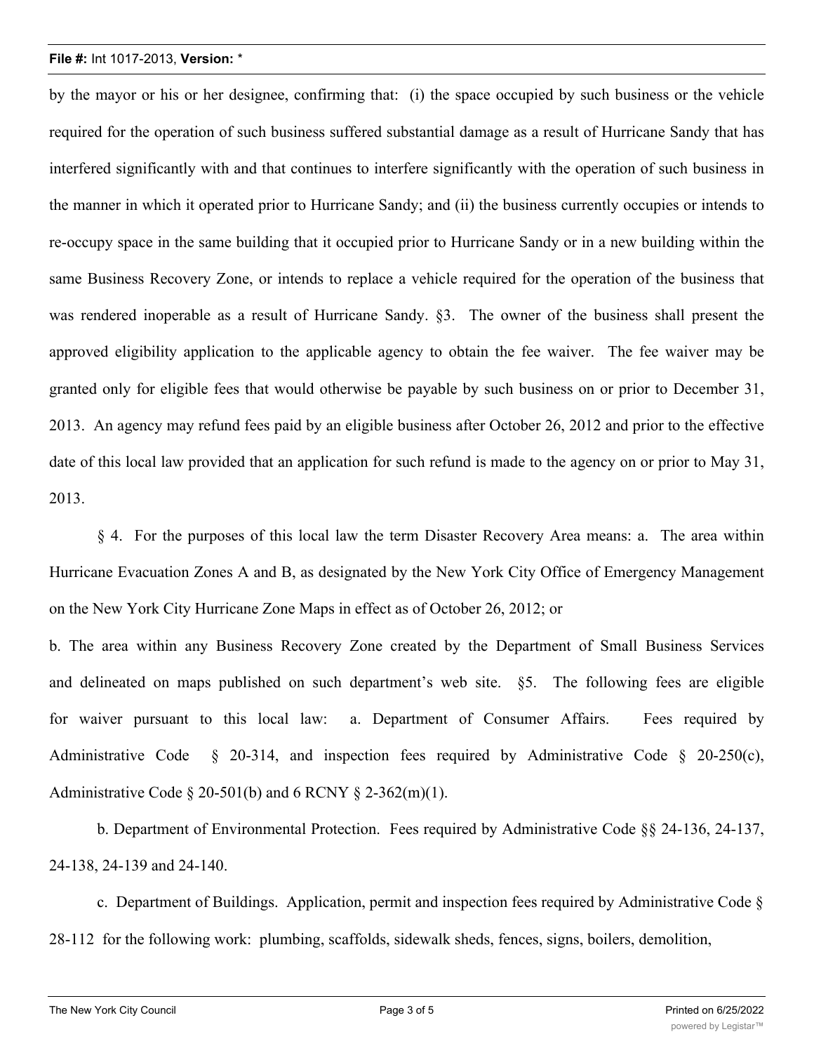by the mayor or his or her designee, confirming that: (i) the space occupied by such business or the vehicle required for the operation of such business suffered substantial damage as a result of Hurricane Sandy that has interfered significantly with and that continues to interfere significantly with the operation of such business in the manner in which it operated prior to Hurricane Sandy; and (ii) the business currently occupies or intends to re-occupy space in the same building that it occupied prior to Hurricane Sandy or in a new building within the same Business Recovery Zone, or intends to replace a vehicle required for the operation of the business that was rendered inoperable as a result of Hurricane Sandy. §3. The owner of the business shall present the approved eligibility application to the applicable agency to obtain the fee waiver. The fee waiver may be granted only for eligible fees that would otherwise be payable by such business on or prior to December 31, 2013. An agency may refund fees paid by an eligible business after October 26, 2012 and prior to the effective date of this local law provided that an application for such refund is made to the agency on or prior to May 31, 2013.

§ 4. For the purposes of this local law the term Disaster Recovery Area means: a. The area within Hurricane Evacuation Zones A and B, as designated by the New York City Office of Emergency Management on the New York City Hurricane Zone Maps in effect as of October 26, 2012; or

b. The area within any Business Recovery Zone created by the Department of Small Business Services and delineated on maps published on such department's web site. §5. The following fees are eligible for waiver pursuant to this local law: a. Department of Consumer Affairs. Fees required by Administrative Code § 20-314, and inspection fees required by Administrative Code § 20-250(c), Administrative Code § 20-501(b) and 6 RCNY § 2-362(m)(1).

b. Department of Environmental Protection. Fees required by Administrative Code §§ 24-136, 24-137, 24-138, 24-139 and 24-140.

c. Department of Buildings. Application, permit and inspection fees required by Administrative Code § 28-112 for the following work: plumbing, scaffolds, sidewalk sheds, fences, signs, boilers, demolition,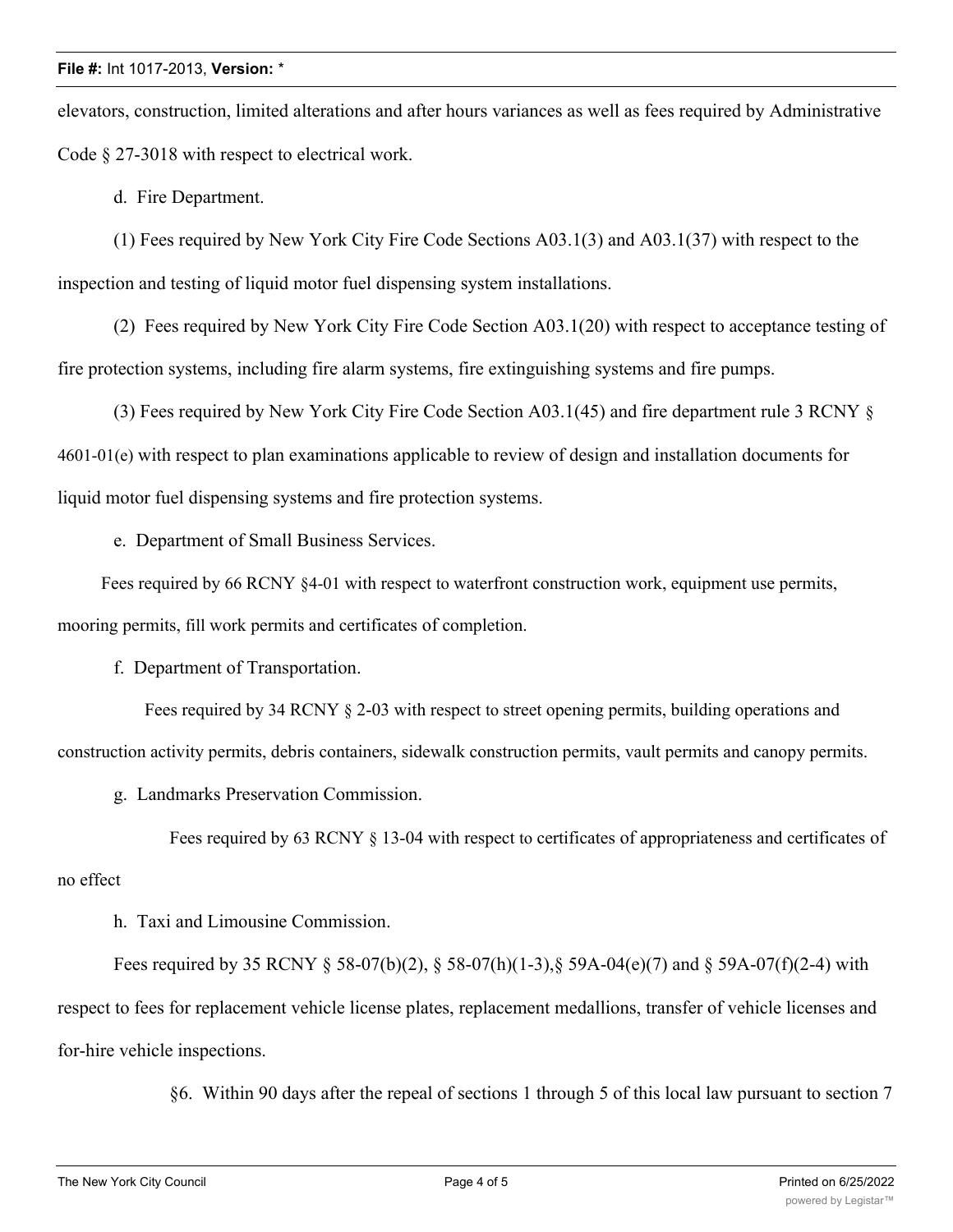elevators, construction, limited alterations and after hours variances as well as fees required by Administrative Code § 27-3018 with respect to electrical work.

d. Fire Department.

(1) Fees required by New York City Fire Code Sections A03.1(3) and A03.1(37) with respect to the inspection and testing of liquid motor fuel dispensing system installations.

(2) Fees required by New York City Fire Code Section A03.1(20) with respect to acceptance testing of fire protection systems, including fire alarm systems, fire extinguishing systems and fire pumps.

(3) Fees required by New York City Fire Code Section A03.1(45) and fire department rule 3 RCNY § 4601-01(e) with respect to plan examinations applicable to review of design and installation documents for liquid motor fuel dispensing systems and fire protection systems.

e. Department of Small Business Services.

Fees required by 66 RCNY §4-01 with respect to waterfront construction work, equipment use permits, mooring permits, fill work permits and certificates of completion.

f. Department of Transportation.

Fees required by 34 RCNY § 2-03 with respect to street opening permits, building operations and construction activity permits, debris containers, sidewalk construction permits, vault permits and canopy permits.

g. Landmarks Preservation Commission.

Fees required by 63 RCNY § 13-04 with respect to certificates of appropriateness and certificates of no effect

h. Taxi and Limousine Commission.

Fees required by 35 RCNY § 58-07(b)(2), § 58-07(h)(1-3),§ 59A-04(e)(7) and § 59A-07(f)(2-4) with respect to fees for replacement vehicle license plates, replacement medallions, transfer of vehicle licenses and for-hire vehicle inspections.

§6. Within 90 days after the repeal of sections 1 through 5 of this local law pursuant to section 7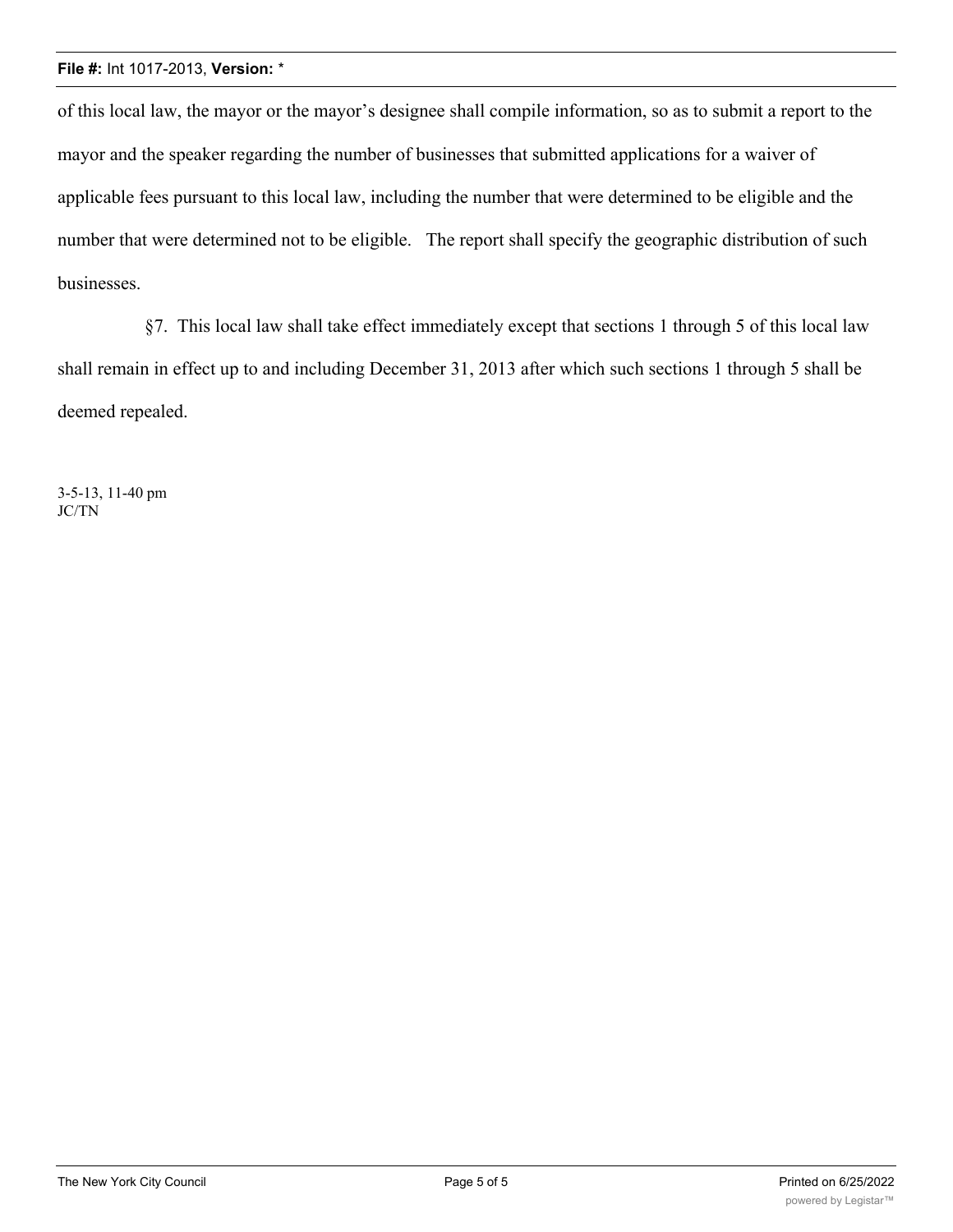of this local law, the mayor or the mayor's designee shall compile information, so as to submit a report to the mayor and the speaker regarding the number of businesses that submitted applications for a waiver of applicable fees pursuant to this local law, including the number that were determined to be eligible and the number that were determined not to be eligible. The report shall specify the geographic distribution of such businesses.

§7. This local law shall take effect immediately except that sections 1 through 5 of this local law shall remain in effect up to and including December 31, 2013 after which such sections 1 through 5 shall be deemed repealed.

3-5-13, 11-40 pm
JC/TN